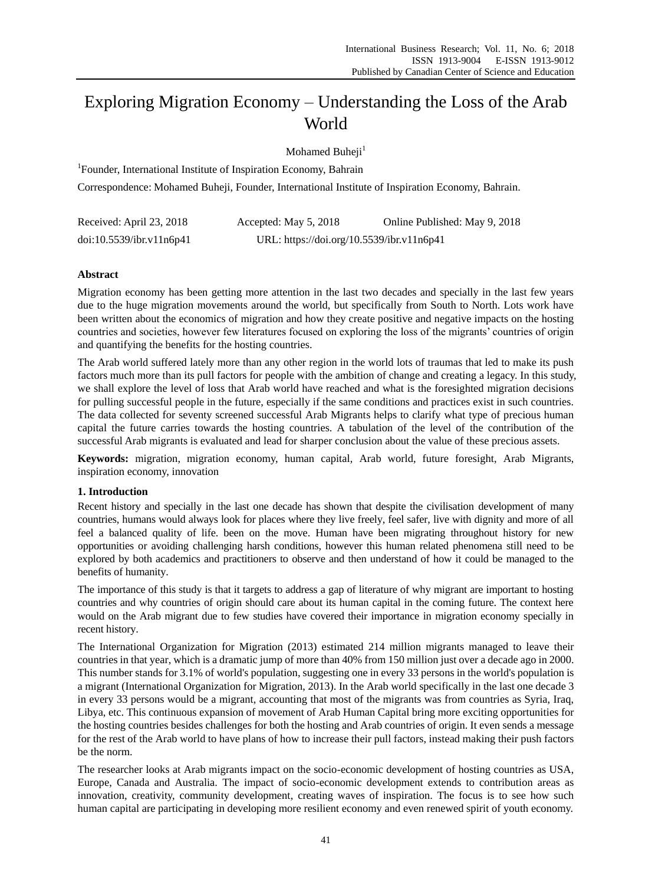# Exploring Migration Economy – Understanding the Loss of the Arab World

Mohamed Buheji[1]

[1]Founder, International Institute of Inspiration Economy, Bahrain

Correspondence: Mohamed Buheji, Founder, International Institute of Inspiration Economy, Bahrain.

Received: April 23, 2018 Accepted: May 5, 2018 Online Published: May 9, 2018

doi:10.5539/ibr.v11n6p41 URL: https://doi.org/10.5539/ibr.v11n6p41

## Abstract

Migration economy has been getting more attention in the last two decades and specially in the last few years due to the huge migration movements around the world, but specifically from South to North. Lots work have been written about the economics of migration and how they create positive and negative impacts on the hosting countries and societies, however few literatures focused on exploring the loss of the migrants' countries of origin and quantifying the benefits for the hosting countries.

The Arab world suffered lately more than any other region in the world lots of traumas that led to make its push factors much more than its pull factors for people with the ambition of change and creating a legacy. In this study, we shall explore the level of loss that Arab world have reached and what is the foresighted migration decisions for pulling successful people in the future, especially if the same conditions and practices exist in such countries. The data collected for seventy screened successful Arab Migrants helps to clarify what type of precious human capital the future carries towards the hosting countries. A tabulation of the level of the contribution of the successful Arab migrants is evaluated and lead for sharper conclusion about the value of these precious assets.

**Keywords:** migration, migration economy, human capital, Arab world, future foresight, Arab Migrants, inspiration economy, innovation

## 1. Introduction

Recent history and specially in the last one decade has shown that despite the civilisation development of many countries, humans would always look for places where they live freely, feel safer, live with dignity and more of all feel a balanced quality of life. been on the move. Human have been migrating throughout history for new opportunities or avoiding challenging harsh conditions, however this human related phenomena still need to be explored by both academics and practitioners to observe and then understand of how it could be managed to the benefits of humanity.

The importance of this study is that it targets to address a gap of literature of why migrant are important to hosting countries and why countries of origin should care about its human capital in the coming future. The context here would on the Arab migrant due to few studies have covered their importance in migration economy specially in recent history.

The International Organization for Migration (2013) estimated 214 million migrants managed to leave their countries in that year, which is a dramatic jump of more than 40% from 150 million just over a decade ago in 2000. This number stands for 3.1% of world's population, suggesting one in every 33 persons in the world's population is a migrant (International Organization for Migration, 2013). In the Arab world specifically in the last one decade 3 in every 33 persons would be a migrant, accounting that most of the migrants was from countries as Syria, Iraq, Libya, etc. This continuous expansion of movement of Arab Human Capital bring more exciting opportunities for the hosting countries besides challenges for both the hosting and Arab countries of origin. It even sends a message for the rest of the Arab world to have plans of how to increase their pull factors, instead making their push factors be the norm.

The researcher looks at Arab migrants impact on the socio-economic development of hosting countries as USA, Europe, Canada and Australia. The impact of socio-economic development extends to contribution areas as innovation, creativity, community development, creating waves of inspiration. The focus is to see how such human capital are participating in developing more resilient economy and even renewed spirit of youth economy.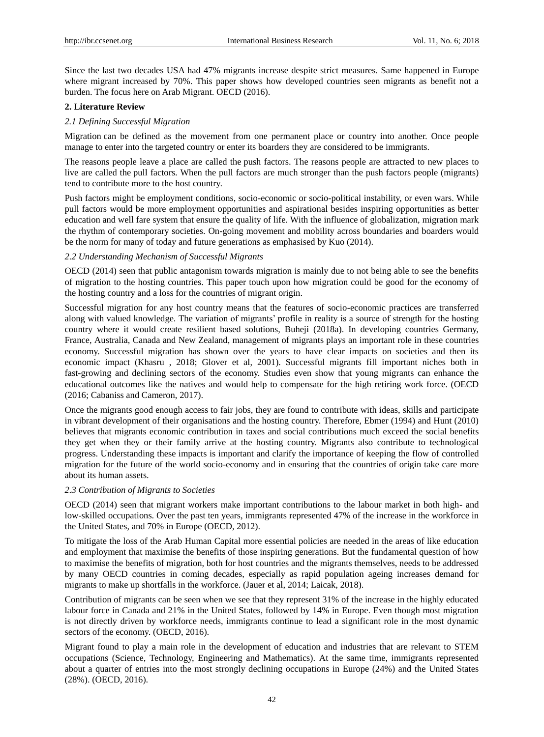Since the last two decades USA had 47% migrants increase despite strict measures. Same happened in Europe where migrant increased by 70%. This paper shows how developed countries seen migrants as benefit not a burden. The focus here on Arab Migrant. OECD (2016).

## 2. Literature Review

### *2.1 Defining Successful Migration*

Migration can be defined as the movement from one permanent place or country into another. Once people manage to enter into the targeted country or enter its boarders they are considered to be immigrants.

The reasons people leave a place are called the push factors. The reasons people are attracted to new places to live are called the pull factors. When the pull factors are much stronger than the push factors people (migrants) tend to contribute more to the host country.

Push factors might be employment conditions, socio-economic or socio-political instability, or even wars. While pull factors would be more employment opportunities and aspirational besides inspiring opportunities as better education and well fare system that ensure the quality of life. With the influence of globalization, migration mark the rhythm of contemporary societies. On-going movement and mobility across boundaries and boarders would be the norm for many of today and future generations as emphasised by Kuo (2014).

### *2.2 Understanding Mechanism of Successful Migrants*

OECD (2014) seen that public antagonism towards migration is mainly due to not being able to see the benefits of migration to the hosting countries. This paper touch upon how migration could be good for the economy of the hosting country and a loss for the countries of migrant origin.

Successful migration for any host country means that the features of socio-economic practices are transferred along with valued knowledge. The variation of migrants' profile in reality is a source of strength for the hosting country where it would create resilient based solutions, Buheji (2018a). In developing countries Germany, France, Australia, Canada and New Zealand, management of migrants plays an important role in these countries economy. Successful migration has shown over the years to have clear impacts on societies and then its economic impact (Khasru , 2018; Glover et al, 2001). Successful migrants fill important niches both in fast-growing and declining sectors of the economy. Studies even show that young migrants can enhance the educational outcomes like the natives and would help to compensate for the high retiring work force. (OECD (2016; Cabaniss and Cameron, 2017).

Once the migrants good enough access to fair jobs, they are found to contribute with ideas, skills and participate in vibrant development of their organisations and the hosting country. Therefore, Ebmer (1994) and Hunt (2010) believes that migrants economic contribution in taxes and social contributions much exceed the social benefits they get when they or their family arrive at the hosting country. Migrants also contribute to technological progress. Understanding these impacts is important and clarify the importance of keeping the flow of controlled migration for the future of the world socio-economy and in ensuring that the countries of origin take care more about its human assets.

### *2.3 Contribution of Migrants to Societies*

OECD (2014) seen that migrant workers make important contributions to the labour market in both high- and low-skilled occupations. Over the past ten years, immigrants represented 47% of the increase in the workforce in the United States, and 70% in Europe (OECD, 2012).

To mitigate the loss of the Arab Human Capital more essential policies are needed in the areas of like education and employment that maximise the benefits of those inspiring generations. But the fundamental question of how to maximise the benefits of migration, both for host countries and the migrants themselves, needs to be addressed by many OECD countries in coming decades, especially as rapid population ageing increases demand for migrants to make up shortfalls in the workforce. (Jauer et al, 2014; Laicak, 2018).

Contribution of migrants can be seen when we see that they represent 31% of the increase in the highly educated labour force in Canada and 21% in the United States, followed by 14% in Europe. Even though most migration is not directly driven by workforce needs, immigrants continue to lead a significant role in the most dynamic sectors of the economy. (OECD, 2016).

Migrant found to play a main role in the development of education and industries that are relevant to STEM occupations (Science, Technology, Engineering and Mathematics). At the same time, immigrants represented about a quarter of entries into the most strongly declining occupations in Europe (24%) and the United States (28%). (OECD, 2016).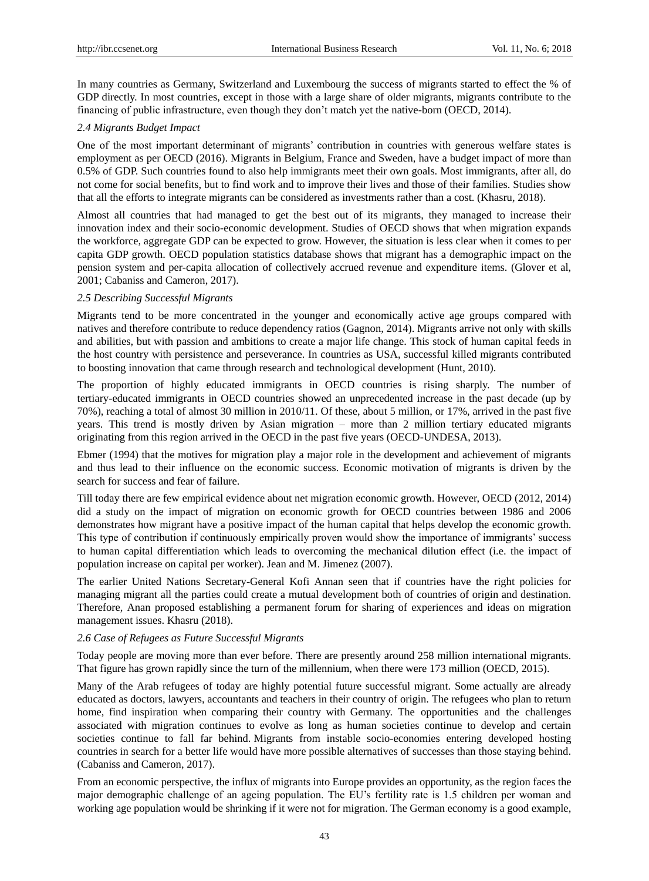In many countries as Germany, Switzerland and Luxembourg the success of migrants started to effect the % of GDP directly. In most countries, except in those with a large share of older migrants, migrants contribute to the financing of public infrastructure, even though they don't match yet the native-born (OECD, 2014).

### *2.4 Migrants Budget Impact*

One of the most important determinant of migrants' contribution in countries with generous welfare states is employment as per OECD (2016). Migrants in Belgium, France and Sweden, have a budget impact of more than 0.5% of GDP. Such countries found to also help immigrants meet their own goals. Most immigrants, after all, do not come for social benefits, but to find work and to improve their lives and those of their families. Studies show that all the efforts to integrate migrants can be considered as investments rather than a cost. (Khasru, 2018).

Almost all countries that had managed to get the best out of its migrants, they managed to increase their innovation index and their socio-economic development. Studies of OECD shows that when migration expands the workforce, aggregate GDP can be expected to grow. However, the situation is less clear when it comes to per capita GDP growth. OECD population statistics database shows that migrant has a demographic impact on the pension system and per-capita allocation of collectively accrued revenue and expenditure items. (Glover et al, 2001; Cabaniss and Cameron, 2017).

### *2.5 Describing Successful Migrants*

Migrants tend to be more concentrated in the younger and economically active age groups compared with natives and therefore contribute to reduce dependency ratios (Gagnon, 2014). Migrants arrive not only with skills and abilities, but with passion and ambitions to create a major life change. This stock of human capital feeds in the host country with persistence and perseverance. In countries as USA, successful killed migrants contributed to boosting innovation that came through research and technological development (Hunt, 2010).

The proportion of highly educated immigrants in OECD countries is rising sharply. The number of tertiary-educated immigrants in OECD countries showed an unprecedented increase in the past decade (up by 70%), reaching a total of almost 30 million in 2010/11. Of these, about 5 million, or 17%, arrived in the past five years. This trend is mostly driven by Asian migration – more than 2 million tertiary educated migrants originating from this region arrived in the OECD in the past five years (OECD-UNDESA, 2013).

Ebmer (1994) that the motives for migration play a major role in the development and achievement of migrants and thus lead to their influence on the economic success. Economic motivation of migrants is driven by the search for success and fear of failure.

Till today there are few empirical evidence about net migration economic growth. However, OECD (2012, 2014) did a study on the impact of migration on economic growth for OECD countries between 1986 and 2006 demonstrates how migrant have a positive impact of the human capital that helps develop the economic growth. This type of contribution if continuously empirically proven would show the importance of immigrants' success to human capital differentiation which leads to overcoming the mechanical dilution effect (i.e. the impact of population increase on capital per worker). Jean and M. Jimenez (2007).

The earlier United Nations Secretary-General Kofi Annan seen that if countries have the right policies for managing migrant all the parties could create a mutual development both of countries of origin and destination. Therefore, Anan proposed establishing a permanent forum for sharing of experiences and ideas on migration management issues. Khasru (2018).

### *2.6 Case of Refugees as Future Successful Migrants*

Today people are moving more than ever before. There are presently around 258 million international migrants. That figure has grown rapidly since the turn of the millennium, when there were 173 million (OECD, 2015).

Many of the Arab refugees of today are highly potential future successful migrant. Some actually are already educated as doctors, lawyers, accountants and teachers in their country of origin. The refugees who plan to return home, find inspiration when comparing their country with Germany. The opportunities and the challenges associated with migration continues to evolve as long as human societies continue to develop and certain societies continue to fall far behind. Migrants from instable socio-economies entering developed hosting countries in search for a better life would have more possible alternatives of successes than those staying behind. (Cabaniss and Cameron, 2017).

From an economic perspective, the influx of migrants into Europe provides an opportunity, as the region faces the major demographic challenge of an ageing population. The EU's fertility rate is 1.5 children per woman and working age population would be shrinking if it were not for migration. The German economy is a good example,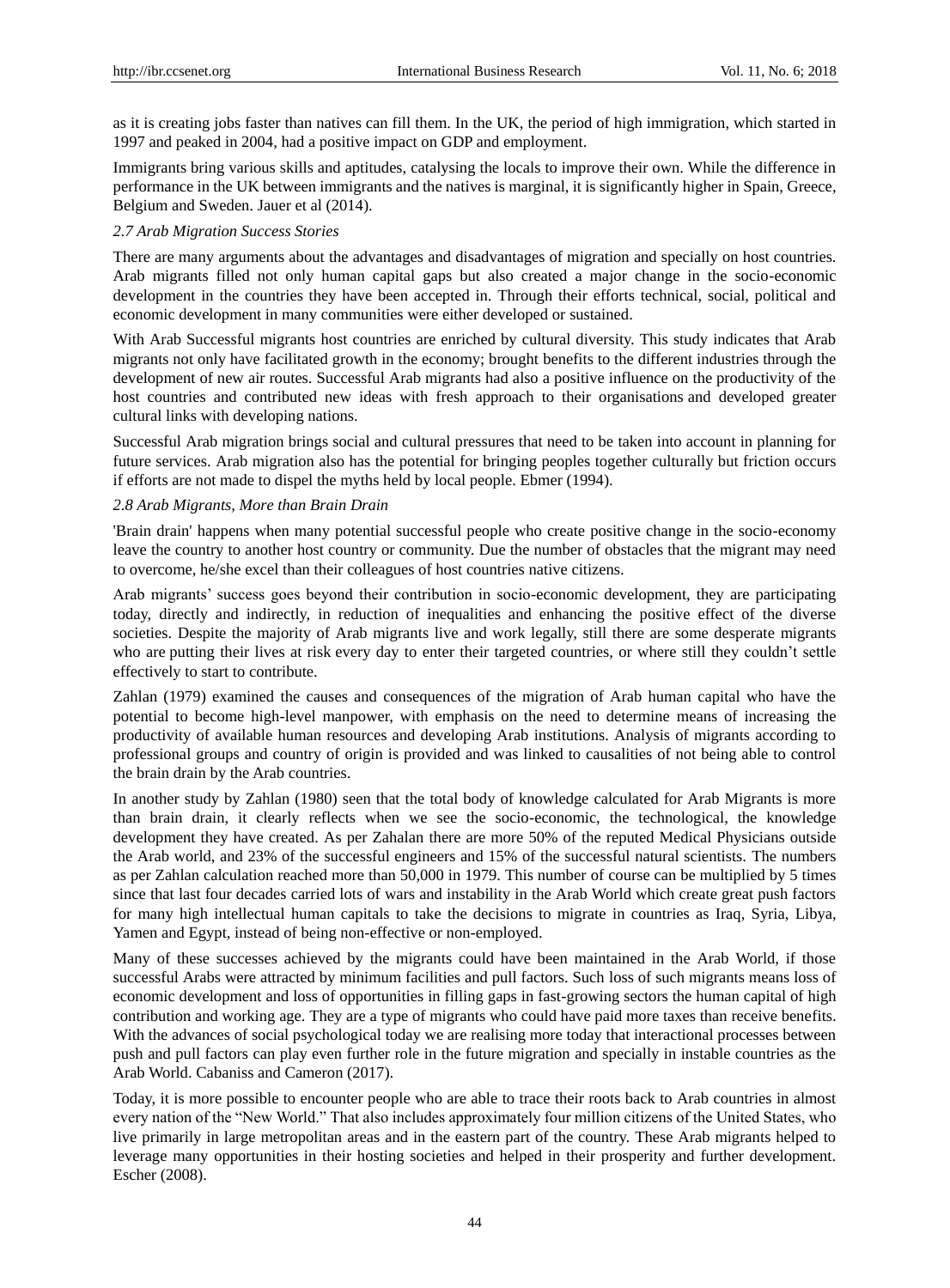as it is creating jobs faster than natives can fill them. In the UK, the period of high immigration, which started in 1997 and peaked in 2004, had a positive impact on GDP and employment.

Immigrants bring various skills and aptitudes, catalysing the locals to improve their own. While the difference in performance in the UK between immigrants and the natives is marginal, it is significantly higher in Spain, Greece, Belgium and Sweden. Jauer et al (2014).

### *2.7 Arab Migration Success Stories*

There are many arguments about the advantages and disadvantages of migration and specially on host countries. Arab migrants filled not only human capital gaps but also created a major change in the socio-economic development in the countries they have been accepted in. Through their efforts technical, social, political and economic development in many communities were either developed or sustained.

With Arab Successful migrants host countries are enriched by cultural diversity. This study indicates that Arab migrants not only have facilitated growth in the economy; brought benefits to the different industries through the development of new air routes. Successful Arab migrants had also a positive influence on the productivity of the host countries and contributed new ideas with fresh approach to their organisations and developed greater cultural links with developing nations.

Successful Arab migration brings social and cultural pressures that need to be taken into account in planning for future services. Arab migration also has the potential for bringing peoples together culturally but friction occurs if efforts are not made to dispel the myths held by local people. Ebmer (1994).

### *2.8 Arab Migrants, More than Brain Drain*

'Brain drain' happens when many potential successful people who create positive change in the socio-economy leave the country to another host country or community. Due the number of obstacles that the migrant may need to overcome, he/she excel than their colleagues of host countries native citizens.

Arab migrants' success goes beyond their contribution in socio-economic development, they are participating today, directly and indirectly, in reduction of inequalities and enhancing the positive effect of the diverse societies. Despite the majority of Arab migrants live and work legally, still there are some desperate migrants who are putting their lives at risk every day to enter their targeted countries, or where still they couldn't settle effectively to start to contribute.

Zahlan (1979) examined the causes and consequences of the migration of Arab human capital who have the potential to become high-level manpower, with emphasis on the need to determine means of increasing the productivity of available human resources and developing Arab institutions. Analysis of migrants according to professional groups and country of origin is provided and was linked to causalities of not being able to control the brain drain by the Arab countries.

In another study by Zahlan (1980) seen that the total body of knowledge calculated for Arab Migrants is more than brain drain, it clearly reflects when we see the socio-economic, the technological, the knowledge development they have created. As per Zahalan there are more 50% of the reputed Medical Physicians outside the Arab world, and 23% of the successful engineers and 15% of the successful natural scientists. The numbers as per Zahlan calculation reached more than 50,000 in 1979. This number of course can be multiplied by 5 times since that last four decades carried lots of wars and instability in the Arab World which create great push factors for many high intellectual human capitals to take the decisions to migrate in countries as Iraq, Syria, Libya, Yamen and Egypt, instead of being non-effective or non-employed.

Many of these successes achieved by the migrants could have been maintained in the Arab World, if those successful Arabs were attracted by minimum facilities and pull factors. Such loss of such migrants means loss of economic development and loss of opportunities in filling gaps in fast-growing sectors the human capital of high contribution and working age. They are a type of migrants who could have paid more taxes than receive benefits. With the advances of social psychological today we are realising more today that interactional processes between push and pull factors can play even further role in the future migration and specially in instable countries as the Arab World. Cabaniss and Cameron (2017).

Today, it is more possible to encounter people who are able to trace their roots back to Arab countries in almost every nation of the "New World." That also includes approximately four million citizens of the United States, who live primarily in large metropolitan areas and in the eastern part of the country. These Arab migrants helped to leverage many opportunities in their hosting societies and helped in their prosperity and further development. Escher (2008).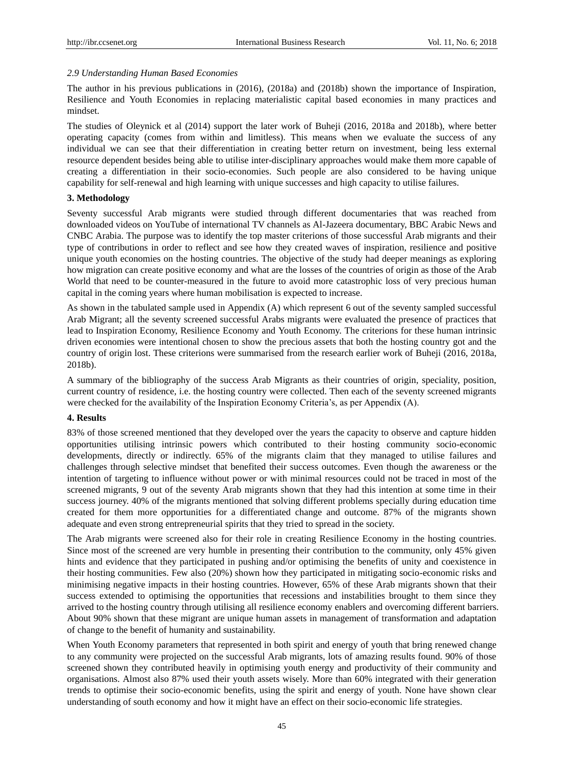*2.9 Understanding Human Based Economies*

The author in his previous publications in (2016), (2018a) and (2018b) shown the importance of Inspiration, Resilience and Youth Economies in replacing materialistic capital based economies in many practices and mindset.

The studies of Oleynick et al (2014) support the later work of Buheji (2016, 2018a and 2018b), where better operating capacity (comes from within and limitless). This means when we evaluate the success of any individual we can see that their differentiation in creating better return on investment, being less external resource dependent besides being able to utilise inter-disciplinary approaches would make them more capable of creating a differentiation in their socio-economies. Such people are also considered to be having unique capability for self-renewal and high learning with unique successes and high capacity to utilise failures.

## 3. Methodology

Seventy successful Arab migrants were studied through different documentaries that was reached from downloaded videos on YouTube of international TV channels as Al-Jazeera documentary, BBC Arabic News and CNBC Arabia. The purpose was to identify the top master criterions of those successful Arab migrants and their type of contributions in order to reflect and see how they created waves of inspiration, resilience and positive unique youth economies on the hosting countries. The objective of the study had deeper meanings as exploring how migration can create positive economy and what are the losses of the countries of origin as those of the Arab World that need to be counter-measured in the future to avoid more catastrophic loss of very precious human capital in the coming years where human mobilisation is expected to increase.

As shown in the tabulated sample used in Appendix (A) which represent 6 out of the seventy sampled successful Arab Migrant; all the seventy screened successful Arabs migrants were evaluated the presence of practices that lead to Inspiration Economy, Resilience Economy and Youth Economy. The criterions for these human intrinsic driven economies were intentional chosen to show the precious assets that both the hosting country got and the country of origin lost. These criterions were summarised from the research earlier work of Buheji (2016, 2018a, 2018b).

A summary of the bibliography of the success Arab Migrants as their countries of origin, speciality, position, current country of residence, i.e. the hosting country were collected. Then each of the seventy screened migrants were checked for the availability of the Inspiration Economy Criteria's, as per Appendix (A).

## 4. Results

83% of those screened mentioned that they developed over the years the capacity to observe and capture hidden opportunities utilising intrinsic powers which contributed to their hosting community socio-economic developments, directly or indirectly. 65% of the migrants claim that they managed to utilise failures and challenges through selective mindset that benefited their success outcomes. Even though the awareness or the intention of targeting to influence without power or with minimal resources could not be traced in most of the screened migrants, 9 out of the seventy Arab migrants shown that they had this intention at some time in their success journey. 40% of the migrants mentioned that solving different problems specially during education time created for them more opportunities for a differentiated change and outcome. 87% of the migrants shown adequate and even strong entrepreneurial spirits that they tried to spread in the society.

The Arab migrants were screened also for their role in creating Resilience Economy in the hosting countries. Since most of the screened are very humble in presenting their contribution to the community, only 45% given hints and evidence that they participated in pushing and/or optimising the benefits of unity and coexistence in their hosting communities. Few also (20%) shown how they participated in mitigating socio-economic risks and minimising negative impacts in their hosting countries. However, 65% of these Arab migrants shown that their success extended to optimising the opportunities that recessions and instabilities brought to them since they arrived to the hosting country through utilising all resilience economy enablers and overcoming different barriers. About 90% shown that these migrant are unique human assets in management of transformation and adaptation of change to the benefit of humanity and sustainability.

When Youth Economy parameters that represented in both spirit and energy of youth that bring renewed change to any community were projected on the successful Arab migrants, lots of amazing results found. 90% of those screened shown they contributed heavily in optimising youth energy and productivity of their community and organisations. Almost also 87% used their youth assets wisely. More than 60% integrated with their generation trends to optimise their socio-economic benefits, using the spirit and energy of youth. None have shown clear understanding of south economy and how it might have an effect on their socio-economic life strategies.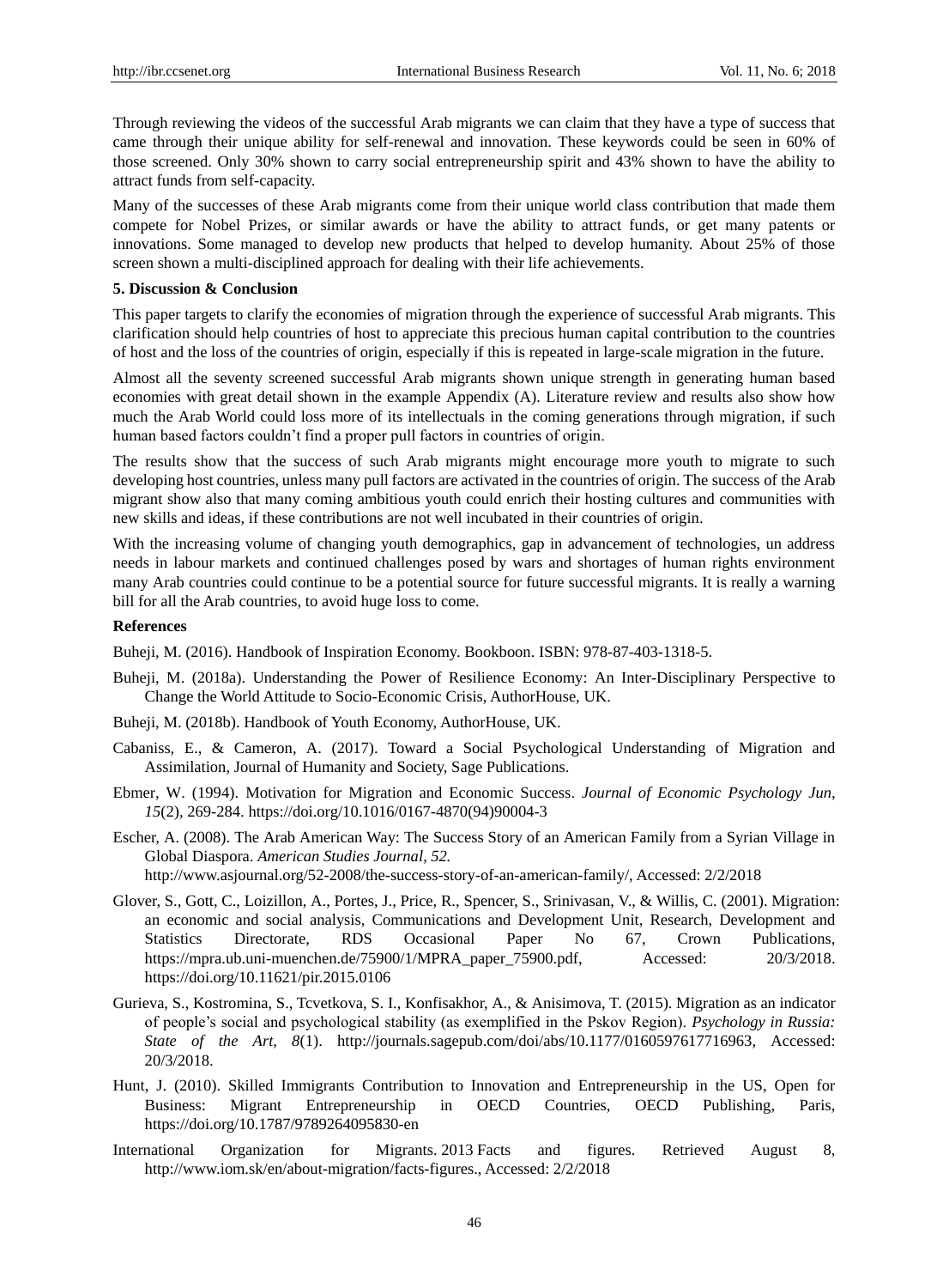Through reviewing the videos of the successful Arab migrants we can claim that they have a type of success that came through their unique ability for self-renewal and innovation. These keywords could be seen in 60% of those screened. Only 30% shown to carry social entrepreneurship spirit and 43% shown to have the ability to attract funds from self-capacity.

Many of the successes of these Arab migrants come from their unique world class contribution that made them compete for Nobel Prizes, or similar awards or have the ability to attract funds, or get many patents or innovations. Some managed to develop new products that helped to develop humanity. About 25% of those screen shown a multi-disciplined approach for dealing with their life achievements.

**5. Discussion & Conclusion**

This paper targets to clarify the economies of migration through the experience of successful Arab migrants. This clarification should help countries of host to appreciate this precious human capital contribution to the countries of host and the loss of the countries of origin, especially if this is repeated in large-scale migration in the future.

Almost all the seventy screened successful Arab migrants shown unique strength in generating human based economies with great detail shown in the example Appendix (A). Literature review and results also show how much the Arab World could loss more of its intellectuals in the coming generations through migration, if such human based factors couldn't find a proper pull factors in countries of origin.

The results show that the success of such Arab migrants might encourage more youth to migrate to such developing host countries, unless many pull factors are activated in the countries of origin. The success of the Arab migrant show also that many coming ambitious youth could enrich their hosting cultures and communities with new skills and ideas, if these contributions are not well incubated in their countries of origin.

With the increasing volume of changing youth demographics, gap in advancement of technologies, un address needs in labour markets and continued challenges posed by wars and shortages of human rights environment many Arab countries could continue to be a potential source for future successful migrants. It is really a warning bill for all the Arab countries, to avoid huge loss to come.

**References**

Buheji, M. (2016). Handbook of Inspiration Economy. Bookboon. ISBN: 978-87-403-1318-5.

Buheji, M. (2018a). Understanding the Power of Resilience Economy: An Inter-Disciplinary Perspective to Change the World Attitude to Socio-Economic Crisis, AuthorHouse, UK.

Buheji, M. (2018b). Handbook of Youth Economy, AuthorHouse, UK.

Cabaniss, E., & Cameron, A. (2017). Toward a Social Psychological Understanding of Migration and Assimilation, Journal of Humanity and Society, Sage Publications.

Ebmer, W. (1994). Motivation for Migration and Economic Success. *Journal of Economic Psychology Jun, 15*(2), 269-284. https://doi.org/10.1016/0167-4870(94)90004-3

Escher, A. (2008). The Arab American Way: The Success Story of an American Family from a Syrian Village in Global Diaspora. *American Studies Journal, 52.* http://www.asjournal.org/52-2008/the-success-story-of-an-american-family/, Accessed: 2/2/2018

Glover, S., Gott, C., Loizillon, A., Portes, J., Price, R., Spencer, S., Srinivasan, V., & Willis, C. (2001). Migration: an economic and social analysis, Communications and Development Unit, Research, Development and Statistics Directorate, RDS Occasional Paper No 67, Crown Publications, https://mpra.ub.uni-muenchen.de/75900/1/MPRA_paper_75900.pdf, Accessed: 20/3/2018. https://doi.org/10.11621/pir.2015.0106

Gurieva, S., Kostromina, S., Tcvetkova, S. I., Konfisakhor, A., & Anisimova, T. (2015). Migration as an indicator of people's social and psychological stability (as exemplified in the Pskov Region). *Psychology in Russia: State of the Art, 8*(1). http://journals.sagepub.com/doi/abs/10.1177/0160597617716963, Accessed: 20/3/2018.

Hunt, J. (2010). Skilled Immigrants Contribution to Innovation and Entrepreneurship in the US, Open for Business: Migrant Entrepreneurship in OECD Countries, OECD Publishing, Paris, https://doi.org/10.1787/9789264095830-en

International Organization for Migrants. 2013 Facts and figures. Retrieved August 8, http://www.iom.sk/en/about-migration/facts-figures., Accessed: 2/2/2018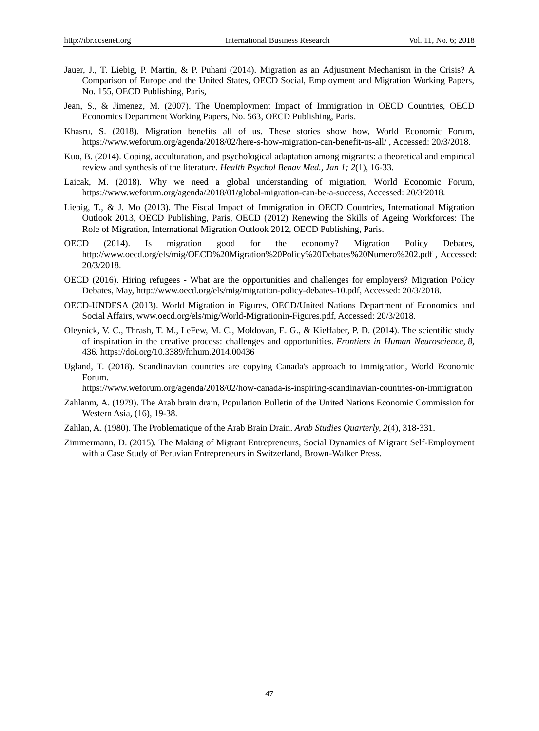Jauer, J., T. Liebig, P. Martin, & P. Puhani (2014). Migration as an Adjustment Mechanism in the Crisis? A Comparison of Europe and the United States, OECD Social, Employment and Migration Working Papers, No. 155, OECD Publishing, Paris,

Jean, S., & Jimenez, M. (2007). The Unemployment Impact of Immigration in OECD Countries, OECD Economics Department Working Papers, No. 563, OECD Publishing, Paris.

Khasru, S. (2018). Migration benefits all of us. These stories show how, World Economic Forum, https://www.weforum.org/agenda/2018/02/here-s-how-migration-can-benefit-us-all/ , Accessed: 20/3/2018.

Kuo, B. (2014). Coping, acculturation, and psychological adaptation among migrants: a theoretical and empirical review and synthesis of the literature. *Health Psychol Behav Med., Jan 1; 2*(1), 16-33.

Laicak, M. (2018). Why we need a global understanding of migration, World Economic Forum, https://www.weforum.org/agenda/2018/01/global-migration-can-be-a-success, Accessed: 20/3/2018.

Liebig, T., & J. Mo (2013). The Fiscal Impact of Immigration in OECD Countries, International Migration Outlook 2013, OECD Publishing, Paris, OECD (2012) Renewing the Skills of Ageing Workforces: The Role of Migration, International Migration Outlook 2012, OECD Publishing, Paris.

OECD (2014). Is migration good for the economy? Migration Policy Debates, http://www.oecd.org/els/mig/OECD%20Migration%20Policy%20Debates%20Numero%202.pdf , Accessed: 20/3/2018.

OECD (2016). Hiring refugees - What are the opportunities and challenges for employers? Migration Policy Debates, May, http://www.oecd.org/els/mig/migration-policy-debates-10.pdf, Accessed: 20/3/2018.

OECD-UNDESA (2013). World Migration in Figures, OECD/United Nations Department of Economics and Social Affairs, www.oecd.org/els/mig/World-Migrationin-Figures.pdf, Accessed: 20/3/2018.

Oleynick, V. C., Thrash, T. M., LeFew, M. C., Moldovan, E. G., & Kieffaber, P. D. (2014). The scientific study of inspiration in the creative process: challenges and opportunities. *Frontiers in Human Neuroscience, 8,* 436. https://doi.org/10.3389/fnhum.2014.00436

Ugland, T. (2018). Scandinavian countries are copying Canada's approach to immigration, World Economic Forum. https://www.weforum.org/agenda/2018/02/how-canada-is-inspiring-scandinavian-countries-on-immigration

Zahlanm, A. (1979). The Arab brain drain, Population Bulletin of the United Nations Economic Commission for Western Asia, (16), 19-38.

Zahlan, A. (1980). The Problematique of the Arab Brain Drain. *Arab Studies Quarterly, 2*(4), 318-331.

Zimmermann, D. (2015). The Making of Migrant Entrepreneurs, Social Dynamics of Migrant Self-Employment with a Case Study of Peruvian Entrepreneurs in Switzerland, Brown-Walker Press.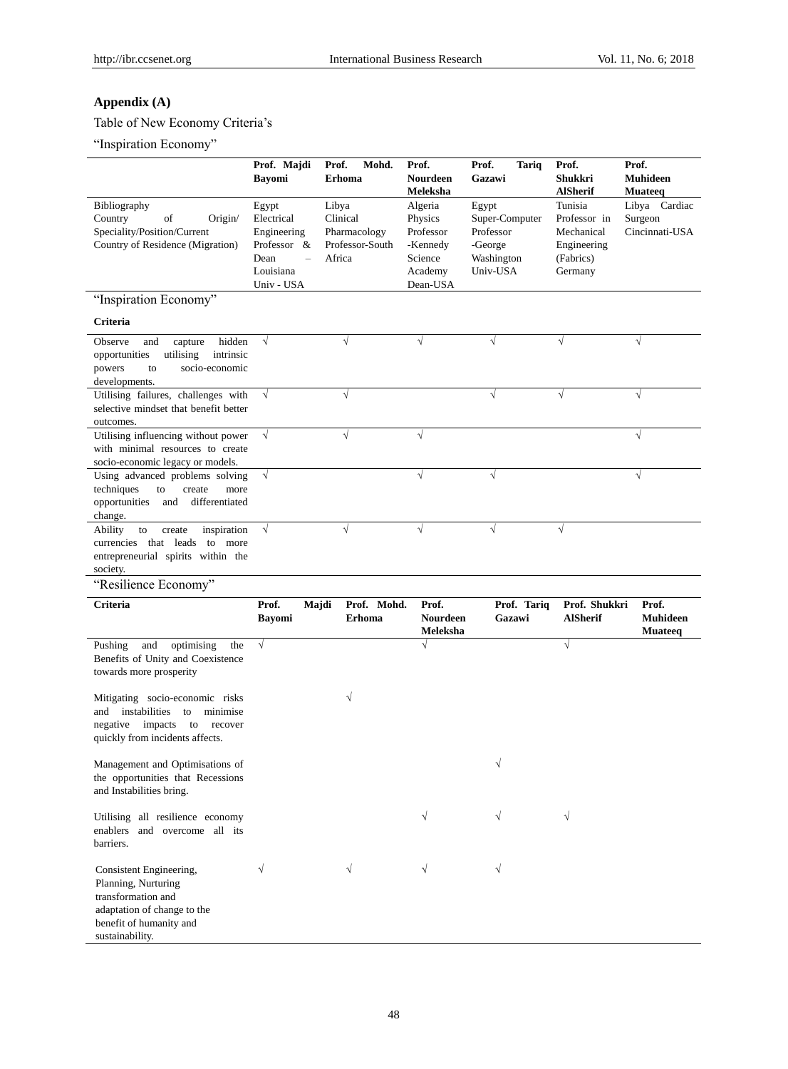## Appendix (A)

Table of New Economy Criteria's

"Inspiration Economy"

| | Prof. Majdi Bayomi | Prof. Mohd. Erhoma | Prof. Nourdeen Meleksha | Prof. Tariq Gazawi | Prof. Shukkri AlSherif | Prof. Muhideen Muateeq |
|---|---|---|---|---|---|---|
| Bibliography Country of Origin/ Speciality/Position/Current Country of Residence (Migration) | Egypt Electrical Engineering Professor & Dean – Louisiana Univ - USA | Libya Clinical Pharmacology Professor-South Africa | Algeria Physics Professor -Kennedy Science Academy Dean-USA | Egypt Super-Computer Professor -George Washington Univ-USA | Tunisia Professor in Mechanical Engineering (Fabrics) Germany | Libya Cardiac Surgeon Cincinnati-USA |

"Inspiration Economy"

| Criteria | | | | | | |
|---|---|---|---|---|---|---|
| Observe and capture hidden opportunities utilising intrinsic powers to socio-economic developments. | √ | √ | √ | √ | √ | √ |
| Utilising failures, challenges with selective mindset that benefit better outcomes. | √ | √ | | √ | √ | √ |
| Utilising influencing without power with minimal resources to create socio-economic legacy or models. | √ | √ | √ | | | √ |
| Using advanced problems solving techniques to create more opportunities and differentiated change. | √ | | √ | √ | | √ |
| Ability to create inspiration currencies that leads to more entrepreneurial spirits within the society. | √ | √ | √ | √ | √ | |

"Resilience Economy"

| Criteria | Prof. Majdi Bayomi | Prof. Mohd. Erhoma | Prof. Nourdeen Meleksha | Prof. Tariq Gazawi | Prof. Shukkri AlSherif | Prof. Muhideen Muateeq |
|---|---|---|---|---|---|---|
| Pushing and optimising the Benefits of Unity and Coexistence towards more prosperity | √ | | √ | | √ | |
| Mitigating socio-economic risks and instabilities to minimise negative impacts to recover quickly from incidents affects. | | √ | | | | |
| Management and Optimisations of the opportunities that Recessions and Instabilities bring. | | | | √ | | |
| Utilising all resilience economy enablers and overcome all its barriers. | | | √ | √ | √ | |
| Consistent Engineering, Planning, Nurturing transformation and adaptation of change to the benefit of humanity and sustainability. | √ | √ | √ | √ | | |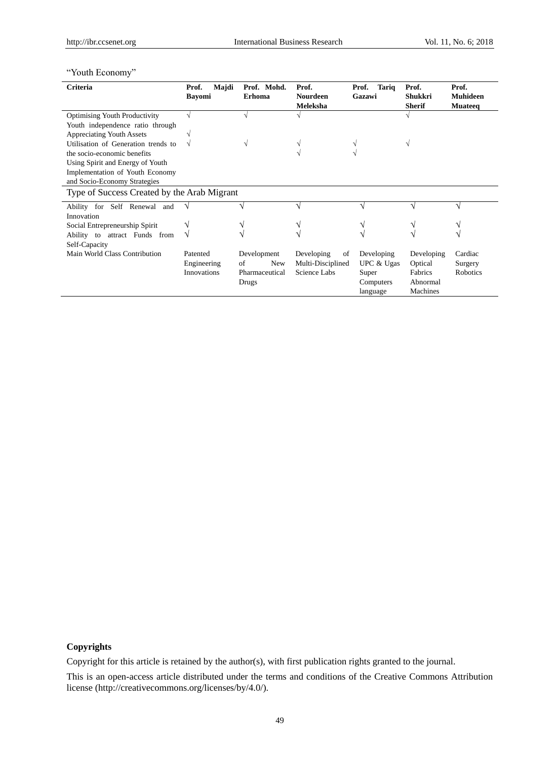"Youth Economy"

| Criteria | Prof. Majdi Bayomi | Prof. Mohd. Erhoma | Prof. Nourdeen Meleksha | Prof. Tariq Gazawi | Prof. Shukkri Sherif | Prof. Muhideen Muateeq |
|---|---|---|---|---|---|---|
| Optimising Youth Productivity | √ | √ | √ | | √ | |
| Youth independence ratio through Appreciating Youth Assets | √ | | | | | |
| Utilisation of Generation trends to the socio-economic benefits | √ | √ | √ | √ | √ | |
| Using Spirit and Energy of Youth | | | √ | √ | | |
| Implementation of Youth Economy and Socio-Economy Strategies | | | | | | |
| Type of Success Created by the Arab Migrant | | | | | | |
| Ability for Self Renewal and Innovation | √ | √ | √ | √ | √ | √ |
| Social Entrepreneurship Spirit | √ | √ | √ | √ | √ | √ |
| Ability to attract Funds from Self-Capacity | √ | √ | √ | √ | √ | √ |
| Main World Class Contribution | Patented Engineering Innovations | Development of New Pharmaceutical Drugs | Developing of Multi-Disciplined Science Labs | Developing UPC & Ugas Super Computers language | Developing Optical Fabrics Abnormal Machines | Cardiac Surgery Robotics |

**Copyrights**

Copyright for this article is retained by the author(s), with first publication rights granted to the journal.

This is an open-access article distributed under the terms and conditions of the Creative Commons Attribution license (http://creativecommons.org/licenses/by/4.0/).